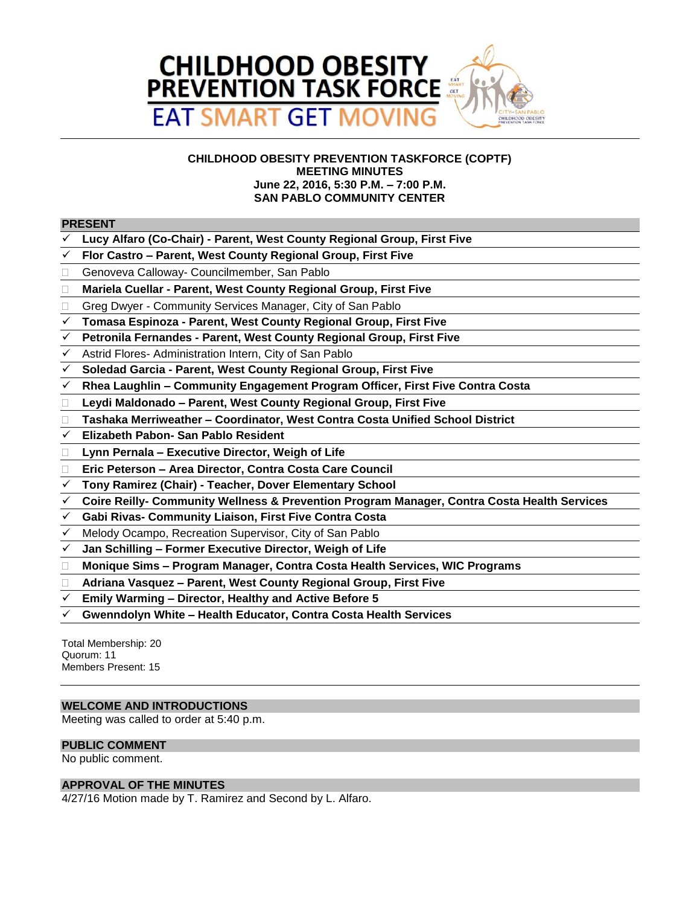# CHILDHOOD OBESITY PREVENTION TASK FORCE

EAT SMART GET MOVING

**CHILDHOOD OBESITY PREVENTION TASKFORCE (COPTF)**
**MEETING MINUTES**
**June 22, 2016, 5:30 P.M. – 7:00 P.M.**
**SAN PABLO COMMUNITY CENTER**

## PRESENT

- ✓ **Lucy Alfaro (Co-Chair) - Parent, West County Regional Group, First Five**
- ✓ **Flor Castro – Parent, West County Regional Group, First Five**
- ☐ Genoveva Calloway- Councilmember, San Pablo
- ☐ **Mariela Cuellar - Parent, West County Regional Group, First Five**
- ☐ Greg Dwyer - Community Services Manager, City of San Pablo
- ✓ **Tomasa Espinoza - Parent, West County Regional Group, First Five**
- ✓ **Petronila Fernandes - Parent, West County Regional Group, First Five**
- ✓ Astrid Flores- Administration Intern, City of San Pablo
- ✓ **Soledad Garcia - Parent, West County Regional Group, First Five**
- ✓ **Rhea Laughlin – Community Engagement Program Officer, First Five Contra Costa**
- ☐ **Leydi Maldonado – Parent, West County Regional Group, First Five**
- ☐ **Tashaka Merriweather – Coordinator, West Contra Costa Unified School District**
- ✓ **Elizabeth Pabon- San Pablo Resident**
- ☐ **Lynn Pernala – Executive Director, Weigh of Life**
- ☐ **Eric Peterson – Area Director, Contra Costa Care Council**
- ✓ **Tony Ramirez (Chair) - Teacher, Dover Elementary School**
- ✓ **Coire Reilly- Community Wellness & Prevention Program Manager, Contra Costa Health Services**
- ✓ **Gabi Rivas- Community Liaison, First Five Contra Costa**
- ✓ Melody Ocampo, Recreation Supervisor, City of San Pablo
- ✓ **Jan Schilling – Former Executive Director, Weigh of Life**
- ☐ **Monique Sims – Program Manager, Contra Costa Health Services, WIC Programs**
- ☐ **Adriana Vasquez – Parent, West County Regional Group, First Five**
- ✓ **Emily Warming – Director, Healthy and Active Before 5**
- ✓ **Gwenndolyn White – Health Educator, Contra Costa Health Services**

Total Membership: 20
Quorum: 11
Members Present: 15

## WELCOME AND INTRODUCTIONS

Meeting was called to order at 5:40 p.m.

## PUBLIC COMMENT

No public comment.

## APPROVAL OF THE MINUTES

4/27/16 Motion made by T. Ramirez and Second by L. Alfaro.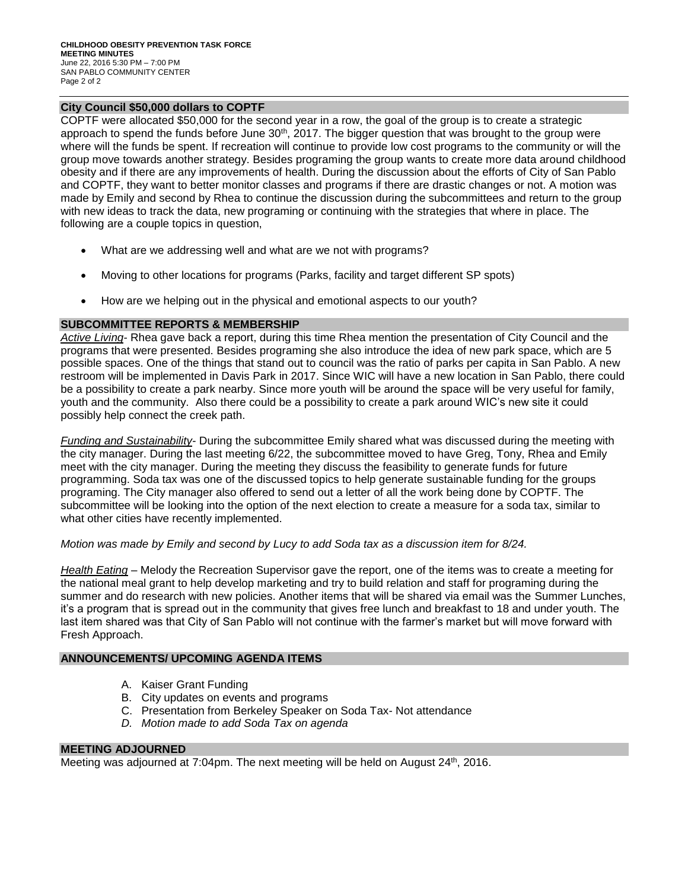## City Council $50,000 dollars to COPTF

COPTF were allocated $50,000 for the second year in a row, the goal of the group is to create a strategic approach to spend the funds before June 30th, 2017. The bigger question that was brought to the group were where will the funds be spent. If recreation will continue to provide low cost programs to the community or will the group move towards another strategy. Besides programing the group wants to create more data around childhood obesity and if there are any improvements of health. During the discussion about the efforts of City of San Pablo and COPTF, they want to better monitor classes and programs if there are drastic changes or not. A motion was made by Emily and second by Rhea to continue the discussion during the subcommittees and return to the group with new ideas to track the data, new programing or continuing with the strategies that where in place. The following are a couple topics in question,

- What are we addressing well and what are we not with programs?
- Moving to other locations for programs (Parks, facility and target different SP spots)
- How are we helping out in the physical and emotional aspects to our youth?

## SUBCOMMITTEE REPORTS & MEMBERSHIP

*Active Living*- Rhea gave back a report, during this time Rhea mention the presentation of City Council and the programs that were presented. Besides programing she also introduce the idea of new park space, which are 5 possible spaces. One of the things that stand out to council was the ratio of parks per capita in San Pablo. A new restroom will be implemented in Davis Park in 2017. Since WIC will have a new location in San Pablo, there could be a possibility to create a park nearby. Since more youth will be around the space will be very useful for family, youth and the community. Also there could be a possibility to create a park around WIC's new site it could possibly help connect the creek path.

*Funding and Sustainability*- During the subcommittee Emily shared what was discussed during the meeting with the city manager. During the last meeting 6/22, the subcommittee moved to have Greg, Tony, Rhea and Emily meet with the city manager. During the meeting they discuss the feasibility to generate funds for future programming. Soda tax was one of the discussed topics to help generate sustainable funding for the groups programing. The City manager also offered to send out a letter of all the work being done by COPTF. The subcommittee will be looking into the option of the next election to create a measure for a soda tax, similar to what other cities have recently implemented.

*Motion was made by Emily and second by Lucy to add Soda tax as a discussion item for 8/24.*

*Health Eating* – Melody the Recreation Supervisor gave the report, one of the items was to create a meeting for the national meal grant to help develop marketing and try to build relation and staff for programing during the summer and do research with new policies. Another items that will be shared via email was the Summer Lunches, it's a program that is spread out in the community that gives free lunch and breakfast to 18 and under youth. The last item shared was that City of San Pablo will not continue with the farmer's market but will move forward with Fresh Approach.

## ANNOUNCEMENTS/ UPCOMING AGENDA ITEMS

A. Kaiser Grant Funding
B. City updates on events and programs
C. Presentation from Berkeley Speaker on Soda Tax- Not attendance
D. *Motion made to add Soda Tax on agenda*

## MEETING ADJOURNED

Meeting was adjourned at 7:04pm. The next meeting will be held on August 24th, 2016.